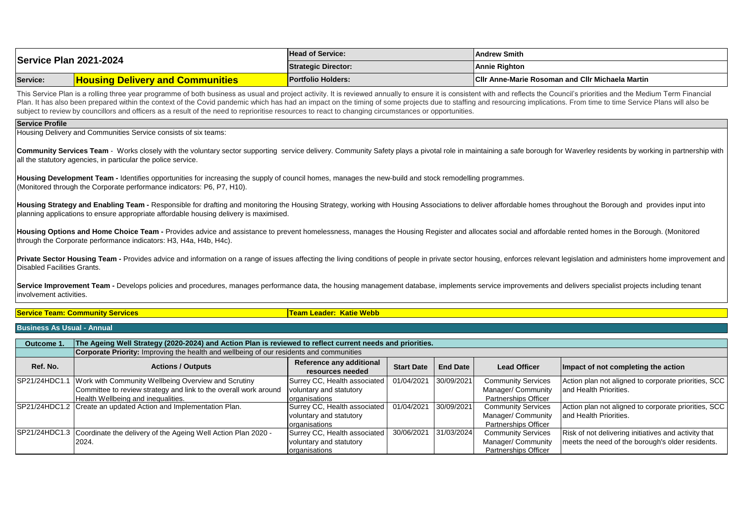| Service Plan 2021-2024 | | Head of Service: | Andrew Smith |
|---|---|---|---|
| | | Strategic Director: | Annie Righton |
| Service: | **Housing Delivery and Communities** | Portfolio Holders: | Cllr Anne-Marie Rosoman and Cllr Michaela Martin |

This Service Plan is a rolling three year programme of both business as usual and project activity. It is reviewed annually to ensure it is consistent with and reflects the Council's priorities and the Medium Term Financial Plan. It has also been prepared within the context of the Covid pandemic which has had an impact on the timing of some projects due to staffing and resourcing implications. From time to time Service Plans will also be subject to review by councillors and officers as a result of the need to reprioritise resources to react to changing circumstances or opportunities.

## Service Profile

Housing Delivery and Communities Service consists of six teams:

**Community Services Team** - Works closely with the voluntary sector supporting service delivery. Community Safety plays a pivotal role in maintaining a safe borough for Waverley residents by working in partnership with all the statutory agencies, in particular the police service.

**Housing Development Team -** Identifies opportunities for increasing the supply of council homes, manages the new-build and stock remodelling programmes. (Monitored through the Corporate performance indicators: P6, P7, H10).

**Housing Strategy and Enabling Team -** Responsible for drafting and monitoring the Housing Strategy, working with Housing Associations to deliver affordable homes throughout the Borough and provides input into planning applications to ensure appropriate affordable housing delivery is maximised.

**Housing Options and Home Choice Team -** Provides advice and assistance to prevent homelessness, manages the Housing Register and allocates social and affordable rented homes in the Borough. (Monitored through the Corporate performance indicators: H3, H4a, H4b, H4c).

**Private Sector Housing Team -** Provides advice and information on a range of issues affecting the living conditions of people in private sector housing, enforces relevant legislation and administers home improvement and Disabled Facilities Grants.

**Service Improvement Team -** Develops policies and procedures, manages performance data, the housing management database, implements service improvements and delivers specialist projects including tenant involvement activities.

**Service Team: Community Services** | **Team Leader: Katie Webb**

### Business As Usual - Annual

| Outcome 1. | The Ageing Well Strategy (2020-2024) and Action Plan is reviewed to reflect current needs and priorities. | | | | | |
|---|---|---|---|---|---|---|
| | **Corporate Priority:** Improving the health and wellbeing of our residents and communities | | | | | |
| **Ref. No.** | **Actions / Outputs** | **Reference any additional resources needed** | **Start Date** | **End Date** | **Lead Officer** | **Impact of not completing the action** |
| SP21/24HDC1.1 | Work with Community Wellbeing Overview and Scrutiny Committee to review strategy and link to the overall work around Health Wellbeing and inequalities. | Surrey CC, Health associated voluntary and statutory organisations | 01/04/2021 | 30/09/2021 | Community Services Manager/ Community Partnerships Officer | Action plan not aligned to corporate priorities, SCC and Health Priorities. |
| SP21/24HDC1.2 | Create an updated Action and Implementation Plan. | Surrey CC, Health associated voluntary and statutory organisations | 01/04/2021 | 30/09/2021 | Community Services Manager/ Community Partnerships Officer | Action plan not aligned to corporate priorities, SCC and Health Priorities. |
| SP21/24HDC1.3 | Coordinate the delivery of the Ageing Well Action Plan 2020 - 2024. | Surrey CC, Health associated voluntary and statutory organisations | 30/06/2021 | 31/03/2024 | Community Services Manager/ Community Partnerships Officer | Risk of not delivering initiatives and activity that meets the need of the borough's older residents. |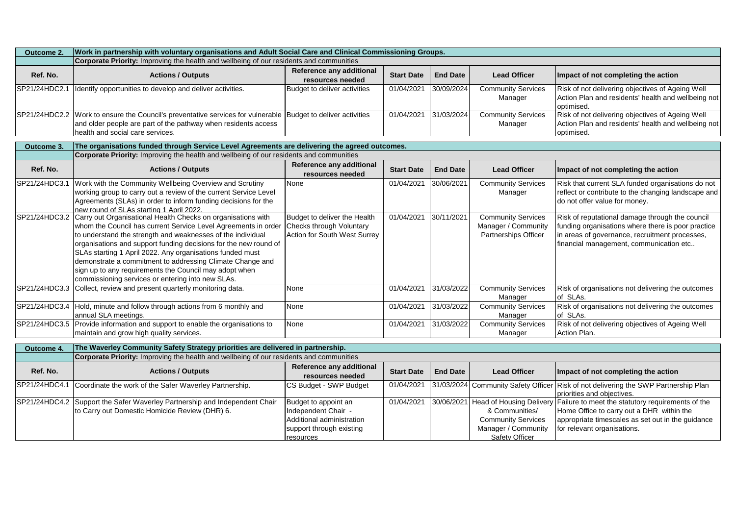| Outcome 2. | Work in partnership with voluntary organisations and Adult Social Care and Clinical Commissioning Groups. | | | | | |
|---|---|---|---|---|---|---|
| | **Corporate Priority:** Improving the health and wellbeing of our residents and communities | | | | | |
| **Ref. No.** | **Actions / Outputs** | **Reference any additional resources needed** | **Start Date** | **End Date** | **Lead Officer** | **Impact of not completing the action** |
| SP21/24HDC2.1 | Identify opportunities to develop and deliver activities. | Budget to deliver activities | 01/04/2021 | 30/09/2024 | Community Services Manager | Risk of not delivering objectives of Ageing Well Action Plan and residents' health and wellbeing not optimised. |
| SP21/24HDC2.2 | Work to ensure the Council's preventative services for vulnerable and older people are part of the pathway when residents access health and social care services. | Budget to deliver activities | 01/04/2021 | 31/03/2024 | Community Services Manager | Risk of not delivering objectives of Ageing Well Action Plan and residents' health and wellbeing not optimised. |

| Outcome 3. | The organisations funded through Service Level Agreements are delivering the agreed outcomes. | | | | | |
|---|---|---|---|---|---|---|
| | **Corporate Priority:** Improving the health and wellbeing of our residents and communities | | | | | |
| **Ref. No.** | **Actions / Outputs** | **Reference any additional resources needed** | **Start Date** | **End Date** | **Lead Officer** | **Impact of not completing the action** |
| SP21/24HDC3.1 | Work with the Community Wellbeing Overview and Scrutiny working group to carry out a review of the current Service Level Agreements (SLAs) in order to inform funding decisions for the new round of SLAs starting 1 April 2022. | None | 01/04/2021 | 30/06/2021 | Community Services Manager | Risk that current SLA funded organisations do not reflect or contribute to the changing landscape and do not offer value for money. |
| SP21/24HDC3.2 | Carry out Organisational Health Checks on organisations with whom the Council has current Service Level Agreements in order to understand the strength and weaknesses of the individual organisations and support funding decisions for the new round of SLAs starting 1 April 2022. Any organisations funded must demonstrate a commitment to addressing Climate Change and sign up to any requirements the Council may adopt when commissioning services or entering into new SLAs. | Budget to deliver the Health Checks through Voluntary Action for South West Surrey | 01/04/2021 | 30/11/2021 | Community Services Manager / Community Partnerships Officer | Risk of reputational damage through the council funding organisations where there is poor practice in areas of governance, recruitment processes, financial management, communication etc.. |
| SP21/24HDC3.3 | Collect, review and present quarterly monitoring data. | None | 01/04/2021 | 31/03/2022 | Community Services Manager | Risk of organisations not delivering the outcomes of SLAs. |
| SP21/24HDC3.4 | Hold, minute and follow through actions from 6 monthly and annual SLA meetings. | None | 01/04/2021 | 31/03/2022 | Community Services Manager | Risk of organisations not delivering the outcomes of SLAs. |
| SP21/24HDC3.5 | Provide information and support to enable the organisations to maintain and grow high quality services. | None | 01/04/2021 | 31/03/2022 | Community Services Manager | Risk of not delivering objectives of Ageing Well Action Plan. |

| Outcome 4. | The Waverley Community Safety Strategy priorities are delivered in partnership. | | | | | |
|---|---|---|---|---|---|---|
| | **Corporate Priority:** Improving the health and wellbeing of our residents and communities | | | | | |
| **Ref. No.** | **Actions / Outputs** | **Reference any additional resources needed** | **Start Date** | **End Date** | **Lead Officer** | **Impact of not completing the action** |
| SP21/24HDC4.1 | Coordinate the work of the Safer Waverley Partnership. | CS Budget - SWP Budget | 01/04/2021 | 31/03/2024 | Community Safety Officer | Risk of not delivering the SWP Partnership Plan priorities and objectives. |
| SP21/24HDC4.2 | Support the Safer Waverley Partnership and Independent Chair to Carry out Domestic Homicide Review (DHR) 6. | Budget to appoint an Independent Chair - Additional administration support through existing resources | 01/04/2021 | 30/06/2021 | Head of Housing Delivery & Communities/ Community Services Manager / Community Safety Officer | Failure to meet the statutory requirements of the Home Office to carry out a DHR within the appropriate timescales as set out in the guidance for relevant organisations. |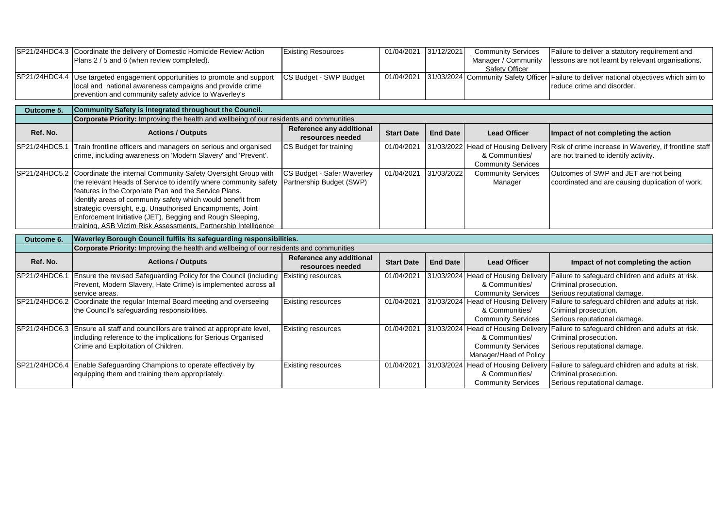| Ref. No. | Actions / Outputs | Reference any additional resources needed | Start Date | End Date | Lead Officer | Impact of not completing the action |
|---|---|---|---|---|---|---|
| SP21/24HDC4.3 | Coordinate the delivery of Domestic Homicide Review Action Plans 2 / 5 and 6 (when review completed). | Existing Resources | 01/04/2021 | 31/12/2021 | Community Services Manager / Community Safety Officer | Failure to deliver a statutory requirement and lessons are not learnt by relevant organisations. |
| SP21/24HDC4.4 | Use targeted engagement opportunities to promote and support local and national awareness campaigns and provide crime prevention and community safety advice to Waverley's | CS Budget - SWP Budget | 01/04/2021 | 31/03/2024 | Community Safety Officer | Failure to deliver national objectives which aim to reduce crime and disorder. |

| **Outcome 5.** | **Community Safety is integrated throughout the Council.** | | | | | |
|---|---|---|---|---|---|---|
| | **Corporate Priority:** Improving the health and wellbeing of our residents and communities | | | | | |
| **Ref. No.** | **Actions / Outputs** | **Reference any additional resources needed** | **Start Date** | **End Date** | **Lead Officer** | **Impact of not completing the action** |
| SP21/24HDC5.1 | Train frontline officers and managers on serious and organised crime, including awareness on 'Modern Slavery' and 'Prevent'. | CS Budget for training | 01/04/2021 | 31/03/2022 | Head of Housing Delivery & Communities/ Community Services | Risk of crime increase in Waverley, if frontline staff are not trained to identify activity. |
| SP21/24HDC5.2 | Coordinate the internal Community Safety Oversight Group with the relevant Heads of Service to identify where community safety features in the Corporate Plan and the Service Plans. Identify areas of community safety which would benefit from strategic oversight, e.g. Unauthorised Encampments, Joint Enforcement Initiative (JET), Begging and Rough Sleeping, training, ASB Victim Risk Assessments, Partnership Intelligence | CS Budget - Safer Waverley Partnership Budget (SWP) | 01/04/2021 | 31/03/2022 | Community Services Manager | Outcomes of SWP and JET are not being coordinated and are causing duplication of work. |

| **Outcome 6.** | **Waverley Borough Council fulfils its safeguarding responsibilities.** | | | | | |
|---|---|---|---|---|---|---|
| | **Corporate Priority:** Improving the health and wellbeing of our residents and communities | | | | | |
| **Ref. No.** | **Actions / Outputs** | **Reference any additional resources needed** | **Start Date** | **End Date** | **Lead Officer** | **Impact of not completing the action** |
| SP21/24HDC6.1 | Ensure the revised Safeguarding Policy for the Council (including Prevent, Modern Slavery, Hate Crime) is implemented across all service areas. | Existing resources | 01/04/2021 | 31/03/2024 | Head of Housing Delivery & Communities/ Community Services | Failure to safeguard children and adults at risk. Criminal prosecution. Serious reputational damage. |
| SP21/24HDC6.2 | Coordinate the regular Internal Board meeting and overseeing the Council's safeguarding responsibilities. | Existing resources | 01/04/2021 | 31/03/2024 | Head of Housing Delivery & Communities/ Community Services | Failure to safeguard children and adults at risk. Criminal prosecution. Serious reputational damage. |
| SP21/24HDC6.3 | Ensure all staff and councillors are trained at appropriate level, including reference to the implications for Serious Organised Crime and Exploitation of Children. | Existing resources | 01/04/2021 | 31/03/2024 | Head of Housing Delivery & Communities/ Community Services Manager/Head of Policy | Failure to safeguard children and adults at risk. Criminal prosecution. Serious reputational damage. |
| SP21/24HDC6.4 | Enable Safeguarding Champions to operate effectively by equipping them and training them appropriately. | Existing resources | 01/04/2021 | 31/03/2024 | Head of Housing Delivery & Communities/ Community Services | Failure to safeguard children and adults at risk. Criminal prosecution. Serious reputational damage. |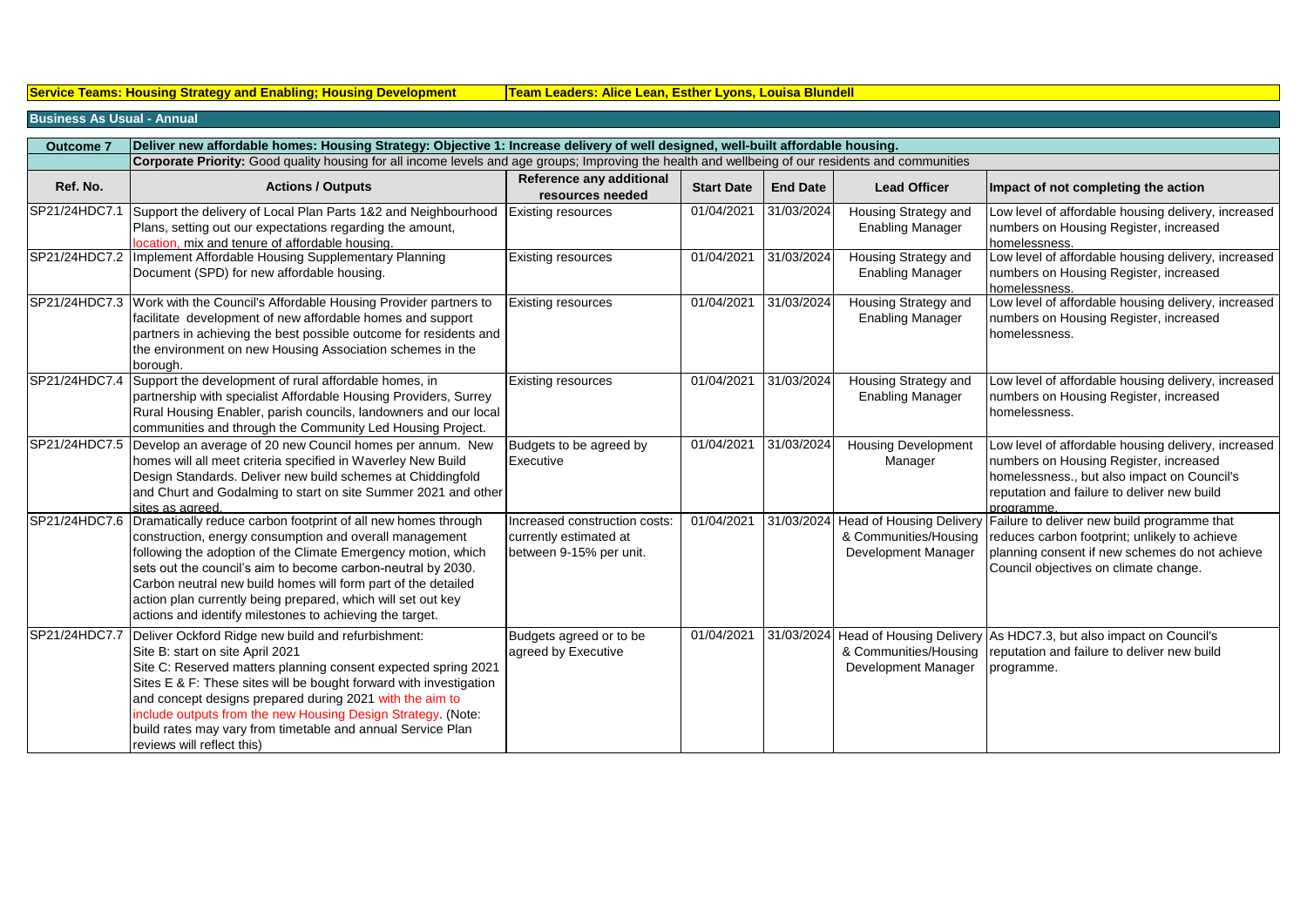**Service Teams: Housing Strategy and Enabling; Housing Development** **Team Leaders: Alice Lean, Esther Lyons, Louisa Blundell**

**Business As Usual - Annual**

| **Outcome 7** | **Deliver new affordable homes: Housing Strategy: Objective 1: Increase delivery of well designed, well-built affordable housing.** | | | | | |
|---|---|---|---|---|---|---|
| | **Corporate Priority:** Good quality housing for all income levels and age groups; Improving the health and wellbeing of our residents and communities | | | | | |
| **Ref. No.** | **Actions / Outputs** | **Reference any additional resources needed** | **Start Date** | **End Date** | **Lead Officer** | **Impact of not completing the action** |
| SP21/24HDC7.1 | Support the delivery of Local Plan Parts 1&2 and Neighbourhood Plans, setting out our expectations regarding the amount, location, mix and tenure of affordable housing. | Existing resources | 01/04/2021 | 31/03/2024 | Housing Strategy and Enabling Manager | Low level of affordable housing delivery, increased numbers on Housing Register, increased homelessness. |
| SP21/24HDC7.2 | Implement Affordable Housing Supplementary Planning Document (SPD) for new affordable housing. | Existing resources | 01/04/2021 | 31/03/2024 | Housing Strategy and Enabling Manager | Low level of affordable housing delivery, increased numbers on Housing Register, increased homelessness. |
| SP21/24HDC7.3 | Work with the Council's Affordable Housing Provider partners to facilitate development of new affordable homes and support partners in achieving the best possible outcome for residents and the environment on new Housing Association schemes in the borough. | Existing resources | 01/04/2021 | 31/03/2024 | Housing Strategy and Enabling Manager | Low level of affordable housing delivery, increased numbers on Housing Register, increased homelessness. |
| SP21/24HDC7.4 | Support the development of rural affordable homes, in partnership with specialist Affordable Housing Providers, Surrey Rural Housing Enabler, parish councils, landowners and our local communities and through the Community Led Housing Project. | Existing resources | 01/04/2021 | 31/03/2024 | Housing Strategy and Enabling Manager | Low level of affordable housing delivery, increased numbers on Housing Register, increased homelessness. |
| SP21/24HDC7.5 | Develop an average of 20 new Council homes per annum. New homes will all meet criteria specified in Waverley New Build Design Standards. Deliver new build schemes at Chiddingfold and Churt and Godalming to start on site Summer 2021 and other sites as agreed. | Budgets to be agreed by Executive | 01/04/2021 | 31/03/2024 | Housing Development Manager | Low level of affordable housing delivery, increased numbers on Housing Register, increased homelessness., but also impact on Council's reputation and failure to deliver new build programme. |
| SP21/24HDC7.6 | Dramatically reduce carbon footprint of all new homes through construction, energy consumption and overall management following the adoption of the Climate Emergency motion, which sets out the council's aim to become carbon-neutral by 2030. Carbon neutral new build homes will form part of the detailed action plan currently being prepared, which will set out key actions and identify milestones to achieving the target. | Increased construction costs: currently estimated at between 9-15% per unit. | 01/04/2021 | 31/03/2024 | Head of Housing Delivery & Communities/Housing Development Manager | Failure to deliver new build programme that reduces carbon footprint; unlikely to achieve planning consent if new schemes do not achieve Council objectives on climate change. |
| SP21/24HDC7.7 | Deliver Ockford Ridge new build and refurbishment:<br>Site B: start on site April 2021<br>Site C: Reserved matters planning consent expected spring 2021<br>Sites E & F: These sites will be bought forward with investigation and concept designs prepared during 2021 with the aim to include outputs from the new Housing Design Strategy. (Note: build rates may vary from timetable and annual Service Plan reviews will reflect this) | Budgets agreed or to be agreed by Executive | 01/04/2021 | 31/03/2024 | Head of Housing Delivery & Communities/Housing Development Manager | As HDC7.3, but also impact on Council's reputation and failure to deliver new build programme. |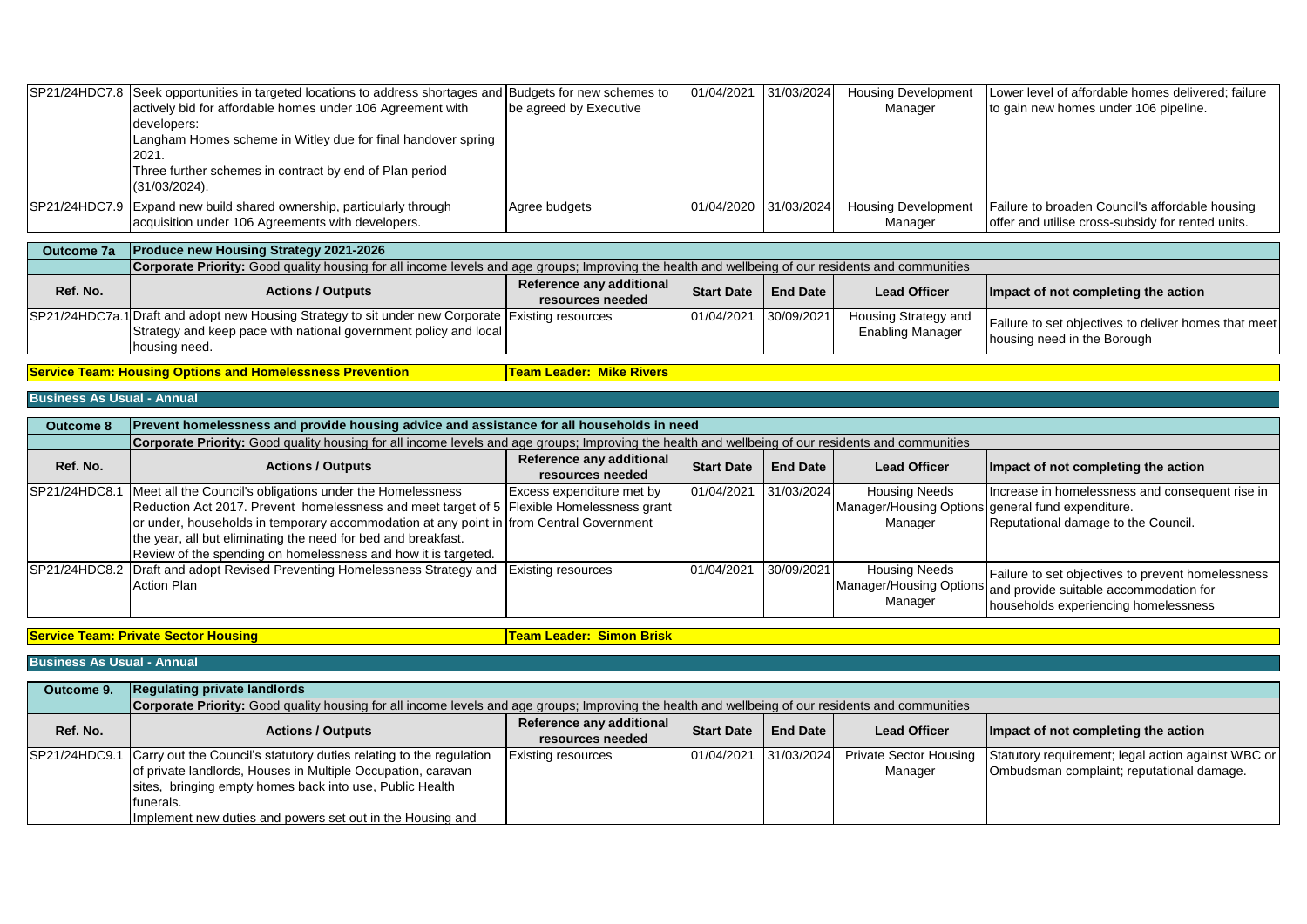| Ref. No. | Actions / Outputs | Reference any additional resources needed | Start Date | End Date | Lead Officer | Impact of not completing the action |
| --- | --- | --- | --- | --- | --- | --- |
| SP21/24HDC7.8 | Seek opportunities in targeted locations to address shortages and actively bid for affordable homes under 106 Agreement with developers:<br>Langham Homes scheme in Witley due for final handover spring 2021.<br>Three further schemes in contract by end of Plan period (31/03/2024). | Budgets for new schemes to be agreed by Executive | 01/04/2021 | 31/03/2024 | Housing Development Manager | Lower level of affordable homes delivered; failure to gain new homes under 106 pipeline. |
| SP21/24HDC7.9 | Expand new build shared ownership, particularly through acquisition under 106 Agreements with developers. | Agree budgets | 01/04/2020 | 31/03/2024 | Housing Development Manager | Failure to broaden Council's affordable housing offer and utilise cross-subsidy for rented units. |

**Outcome 7a** — **Produce new Housing Strategy 2021-2026**

**Corporate Priority:** Good quality housing for all income levels and age groups; Improving the health and wellbeing of our residents and communities

| Ref. No. | Actions / Outputs | Reference any additional resources needed | Start Date | End Date | Lead Officer | Impact of not completing the action |
| --- | --- | --- | --- | --- | --- | --- |
| SP21/24HDC7a.1 | Draft and adopt new Housing Strategy to sit under new Corporate Strategy and keep pace with national government policy and local housing need. | Existing resources | 01/04/2021 | 30/09/2021 | Housing Strategy and Enabling Manager | Failure to set objectives to deliver homes that meet housing need in the Borough |

**Service Team: Housing Options and Homelessness Prevention** — **Team Leader: Mike Rivers**

**Business As Usual - Annual**

**Outcome 8** — **Prevent homelessness and provide housing advice and assistance for all households in need**

**Corporate Priority:** Good quality housing for all income levels and age groups; Improving the health and wellbeing of our residents and communities

| Ref. No. | Actions / Outputs | Reference any additional resources needed | Start Date | End Date | Lead Officer | Impact of not completing the action |
| --- | --- | --- | --- | --- | --- | --- |
| SP21/24HDC8.1 | Meet all the Council's obligations under the Homelessness Reduction Act 2017. Prevent homelessness and meet target of 5 or under, households in temporary accommodation at any point in the year, all but eliminating the need for bed and breakfast.<br>Review of the spending on homelessness and how it is targeted. | Excess expenditure met by Flexible Homelessness grant from Central Government | 01/04/2021 | 31/03/2024 | Housing Needs Manager/Housing Options Manager | Increase in homelessness and consequent rise in general fund expenditure.<br>Reputational damage to the Council. |
| SP21/24HDC8.2 | Draft and adopt Revised Preventing Homelessness Strategy and Action Plan | Existing resources | 01/04/2021 | 30/09/2021 | Housing Needs Manager/Housing Options Manager | Failure to set objectives to prevent homelessness and provide suitable accommodation for households experiencing homelessness |

**Service Team: Private Sector Housing** — **Team Leader: Simon Brisk**

**Business As Usual - Annual**

**Outcome 9.** — **Regulating private landlords**

**Corporate Priority:** Good quality housing for all income levels and age groups; Improving the health and wellbeing of our residents and communities

| Ref. No. | Actions / Outputs | Reference any additional resources needed | Start Date | End Date | Lead Officer | Impact of not completing the action |
| --- | --- | --- | --- | --- | --- | --- |
| SP21/24HDC9.1 | Carry out the Council's statutory duties relating to the regulation of private landlords, Houses in Multiple Occupation, caravan sites, bringing empty homes back into use, Public Health funerals.<br>Implement new duties and powers set out in the Housing and | Existing resources | 01/04/2021 | 31/03/2024 | Private Sector Housing Manager | Statutory requirement; legal action against WBC or Ombudsman complaint; reputational damage. |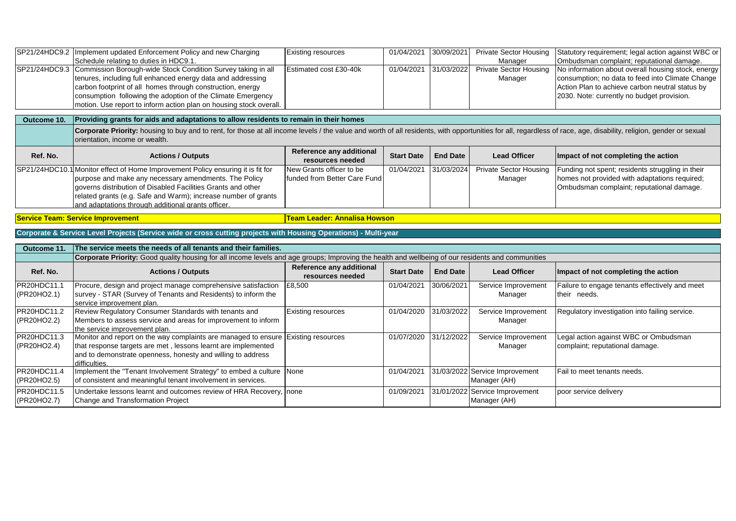| | | | | | | |
|---|---|---|---|---|---|---|
| SP21/24HDC9.2 | Implement updated Enforcement Policy and new Charging Schedule relating to duties in HDC9.1. | Existing resources | 01/04/2021 | 30/09/2021 | Private Sector Housing Manager | Statutory requirement; legal action against WBC or Ombudsman complaint; reputational damage. |
| SP21/24HDC9.3 | Commission Borough-wide Stock Condition Survey taking in all tenures, including full enhanced energy data and addressing carbon footprint of all homes through construction, energy consumption following the adoption of the Climate Emergency motion. Use report to inform action plan on housing stock overall. | Estimated cost £30-40k | 01/04/2021 | 31/03/2022 | Private Sector Housing Manager | No information about overall housing stock, energy consumption; no data to feed into Climate Change Action Plan to achieve carbon neutral status by 2030. Note: currently no budget provision. |

| Outcome 10. | Providing grants for aids and adaptations to allow residents to remain in their homes | | | | | |
|---|---|---|---|---|---|---|
| | **Corporate Priority:** housing to buy and to rent, for those at all income levels / the value and worth of all residents, with opportunities for all, regardless of race, age, disability, religion, gender or sexual orientation, income or wealth. | | | | | |
| **Ref. No.** | **Actions / Outputs** | **Reference any additional resources needed** | **Start Date** | **End Date** | **Lead Officer** | **Impact of not completing the action** |
| SP21/24HDC10.1 | Monitor effect of Home Improvement Policy ensuring it is fit for purpose and make any necessary amendments. The Policy governs distribution of Disabled Facilities Grants and other related grants (e.g. Safe and Warm); increase number of grants and adaptations through additional grants officer. | New Grants officer to be funded from Better Care Fund | 01/04/2021 | 31/03/2024 | Private Sector Housing Manager | Funding not spent; residents struggling in their homes not provided with adaptations required; Ombudsman complaint; reputational damage. |

**Service Team: Service Improvement** | **Team Leader: Annalisa Howson**

## Corporate & Service Level Projects (Service wide or cross cutting projects with Housing Operations) - Multi-year

| Outcome 11. | The service meets the needs of all tenants and their families. | | | | | |
|---|---|---|---|---|---|---|
| | **Corporate Priority:** Good quality housing for all income levels and age groups; Improving the health and wellbeing of our residents and communities | | | | | |
| **Ref. No.** | **Actions / Outputs** | **Reference any additional resources needed** | **Start Date** | **End Date** | **Lead Officer** | **Impact of not completing the action** |
| PR20HDC11.1 (PR20HO2.1) | Procure, design and project manage comprehensive satisfaction survey - STAR (Survey of Tenants and Residents) to inform the service improvement plan. | £8,500 | 01/04/2021 | 30/06/2021 | Service Improvement Manager | Failure to engage tenants effectively and meet their needs. |
| PR20HDC11.2 (PR20HO2.2) | Review Regulatory Consumer Standards with tenants and Members to assess service and areas for improvement to inform the service improvement plan. | Existing resources | 01/04/2020 | 31/03/2022 | Service Improvement Manager | Regulatory investigation into failing service. |
| PR20HDC11.3 (PR20HO2.4) | Monitor and report on the way complaints are managed to ensure that response targets are met , lessons learnt are implemented and to demonstrate openness, honesty and willing to address difficulties. | Existing resources | 01/07/2020 | 31/12/2022 | Service Improvement Manager | Legal action against WBC or Ombudsman complaint; reputational damage. |
| PR20HDC11.4 (PR20HO2.5) | Implement the "Tenant Involvement Strategy" to embed a culture of consistent and meaningful tenant involvement in services. | None | 01/04/2021 | 31/03/2022 | Service Improvement Manager (AH) | Fail to meet tenants needs. |
| PR20HDC11.5 (PR20HO2.7) | Undertake lessons learnt and outcomes review of HRA Recovery, Change and Transformation Project | none | 01/09/2021 | 31/01/2022 | Service Improvement Manager (AH) | poor service delivery |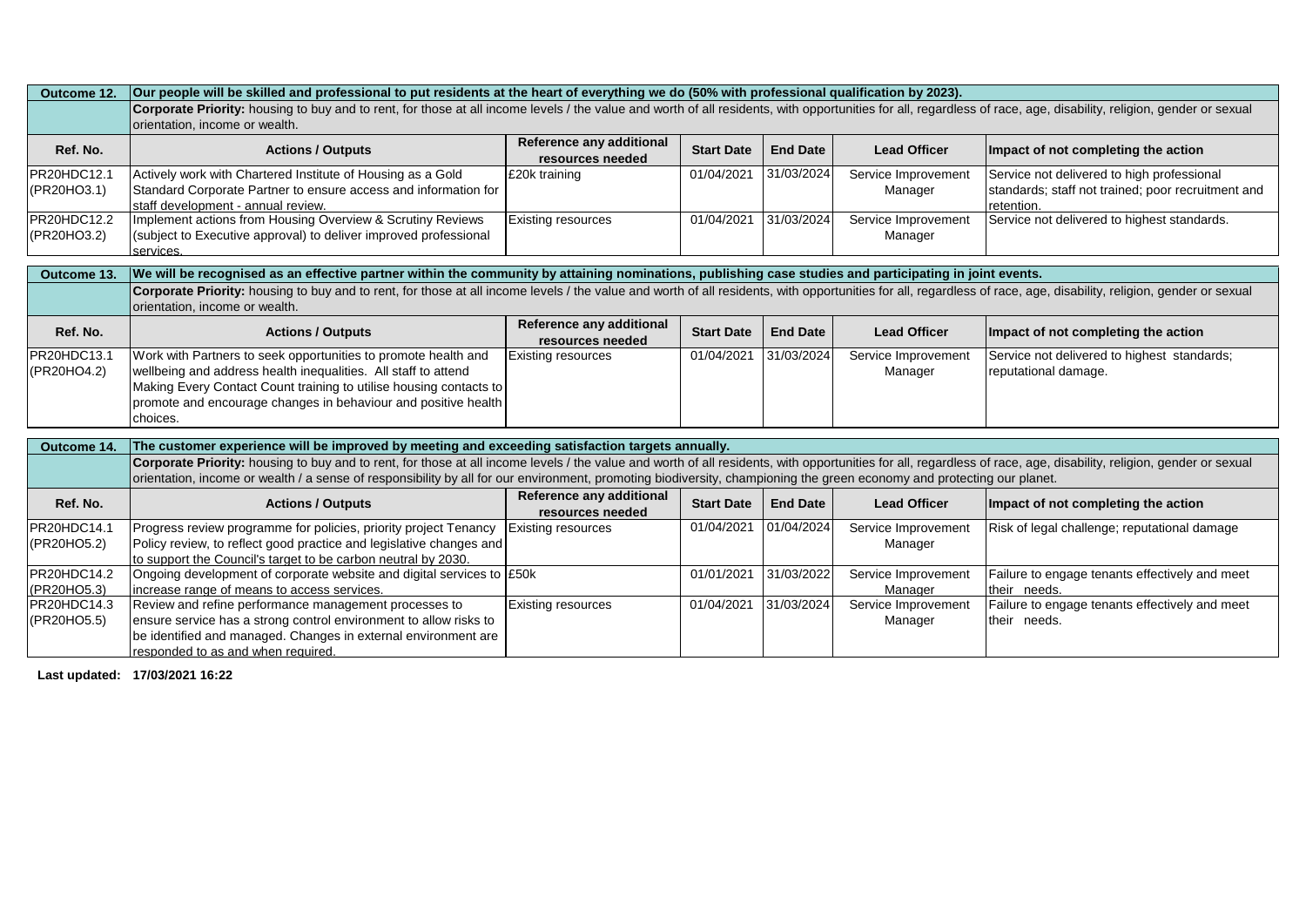| Outcome 12. | Our people will be skilled and professional to put residents at the heart of everything we do (50% with professional qualification by 2023). | | | | | |
|---|---|---|---|---|---|---|
| | **Corporate Priority:** housing to buy and to rent, for those at all income levels / the value and worth of all residents, with opportunities for all, regardless of race, age, disability, religion, gender or sexual orientation, income or wealth. | | | | | |
| **Ref. No.** | **Actions / Outputs** | **Reference any additional resources needed** | **Start Date** | **End Date** | **Lead Officer** | **Impact of not completing the action** |
| PR20HDC12.1 (PR20HO3.1) | Actively work with Chartered Institute of Housing as a Gold Standard Corporate Partner to ensure access and information for staff development - annual review. | £20k training | 01/04/2021 | 31/03/2024 | Service Improvement Manager | Service not delivered to high professional standards; staff not trained; poor recruitment and retention. |
| PR20HDC12.2 (PR20HO3.2) | Implement actions from Housing Overview & Scrutiny Reviews (subject to Executive approval) to deliver improved professional services. | Existing resources | 01/04/2021 | 31/03/2024 | Service Improvement Manager | Service not delivered to highest standards. |

| Outcome 13. | We will be recognised as an effective partner within the community by attaining nominations, publishing case studies and participating in joint events. | | | | | |
|---|---|---|---|---|---|---|
| | **Corporate Priority:** housing to buy and to rent, for those at all income levels / the value and worth of all residents, with opportunities for all, regardless of race, age, disability, religion, gender or sexual orientation, income or wealth. | | | | | |
| **Ref. No.** | **Actions / Outputs** | **Reference any additional resources needed** | **Start Date** | **End Date** | **Lead Officer** | **Impact of not completing the action** |
| PR20HDC13.1 (PR20HO4.2) | Work with Partners to seek opportunities to promote health and wellbeing and address health inequalities. All staff to attend Making Every Contact Count training to utilise housing contacts to promote and encourage changes in behaviour and positive health choices. | Existing resources | 01/04/2021 | 31/03/2024 | Service Improvement Manager | Service not delivered to highest standards; reputational damage. |

| Outcome 14. | The customer experience will be improved by meeting and exceeding satisfaction targets annually. | | | | | |
|---|---|---|---|---|---|---|
| | **Corporate Priority:** housing to buy and to rent, for those at all income levels / the value and worth of all residents, with opportunities for all, regardless of race, age, disability, religion, gender or sexual orientation, income or wealth / a sense of responsibility by all for our environment, promoting biodiversity, championing the green economy and protecting our planet. | | | | | |
| **Ref. No.** | **Actions / Outputs** | **Reference any additional resources needed** | **Start Date** | **End Date** | **Lead Officer** | **Impact of not completing the action** |
| PR20HDC14.1 (PR20HO5.2) | Progress review programme for policies, priority project Tenancy Policy review, to reflect good practice and legislative changes and to support the Council's target to be carbon neutral by 2030. | Existing resources | 01/04/2021 | 01/04/2024 | Service Improvement Manager | Risk of legal challenge; reputational damage |
| PR20HDC14.2 (PR20HO5.3) | Ongoing development of corporate website and digital services to increase range of means to access services. | £50k | 01/01/2021 | 31/03/2022 | Service Improvement Manager | Failure to engage tenants effectively and meet their needs. |
| PR20HDC14.3 (PR20HO5.5) | Review and refine performance management processes to ensure service has a strong control environment to allow risks to be identified and managed. Changes in external environment are responded to as and when required. | Existing resources | 01/04/2021 | 31/03/2024 | Service Improvement Manager | Failure to engage tenants effectively and meet their needs. |

**Last updated: 17/03/2021 16:22**